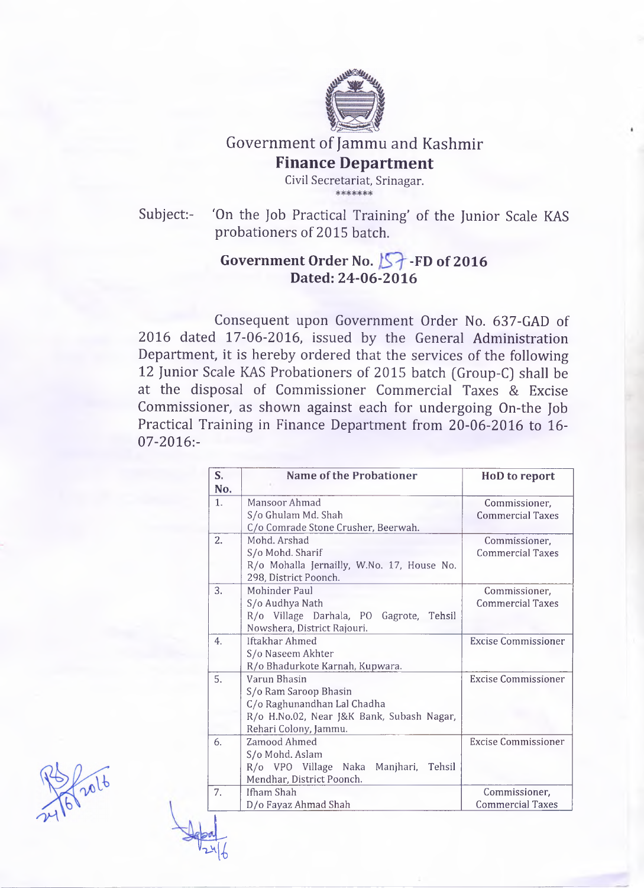Government of Jammu and Kashmir

**Finance Department**

Civil Secretariat, Srinagar.

\*\*\*\*\*\*\*

Subject:- 'On the Job Practical Training' of the Junior Scale KAS probationers of 2015 batch.

**Government Order No. 157-FD of 2016**
**Dated: 24-06-2016**

Consequent upon Government Order No. 637-GAD of 2016 dated 17-06-2016, issued by the General Administration Department, it is hereby ordered that the services of the following 12 Junior Scale KAS Probationers of 2015 batch (Group-C) shall be at the disposal of Commissioner Commercial Taxes & Excise Commissioner, as shown against each for undergoing On-the Job Practical Training in Finance Department from 20-06-2016 to 16-07-2016:-

| S. No. | Name of the Probationer | HoD to report |
|---|---|---|
| 1. | Mansoor Ahmad<br>S/o Ghulam Md. Shah<br>C/o Comrade Stone Crusher, Beerwah. | Commissioner, Commercial Taxes |
| 2. | Mohd. Arshad<br>S/o Mohd. Sharif<br>R/o Mohalla Jernailly, W.No. 17, House No. 298, District Poonch. | Commissioner, Commercial Taxes |
| 3. | Mohinder Paul<br>S/o Audhya Nath<br>R/o Village Darhala, PO Gagrote, Tehsil Nowshera, District Rajouri. | Commissioner, Commercial Taxes |
| 4. | Iftakhar Ahmed<br>S/o Naseem Akhter<br>R/o Bhadurkote Karnah, Kupwara. | Excise Commissioner |
| 5. | Varun Bhasin<br>S/o Ram Saroop Bhasin<br>C/o Raghunandhan Lal Chadha<br>R/o H.No.02, Near J&K Bank, Subash Nagar, Rehari Colony, Jammu. | Excise Commissioner |
| 6. | Zamood Ahmed<br>S/o Mohd. Aslam<br>R/o VPO Village Naka Manjhari, Tehsil Mendhar, District Poonch. | Excise Commissioner |
| 7. | Ifham Shah<br>D/o Fayaz Ahmad Shah | Commissioner, Commercial Taxes |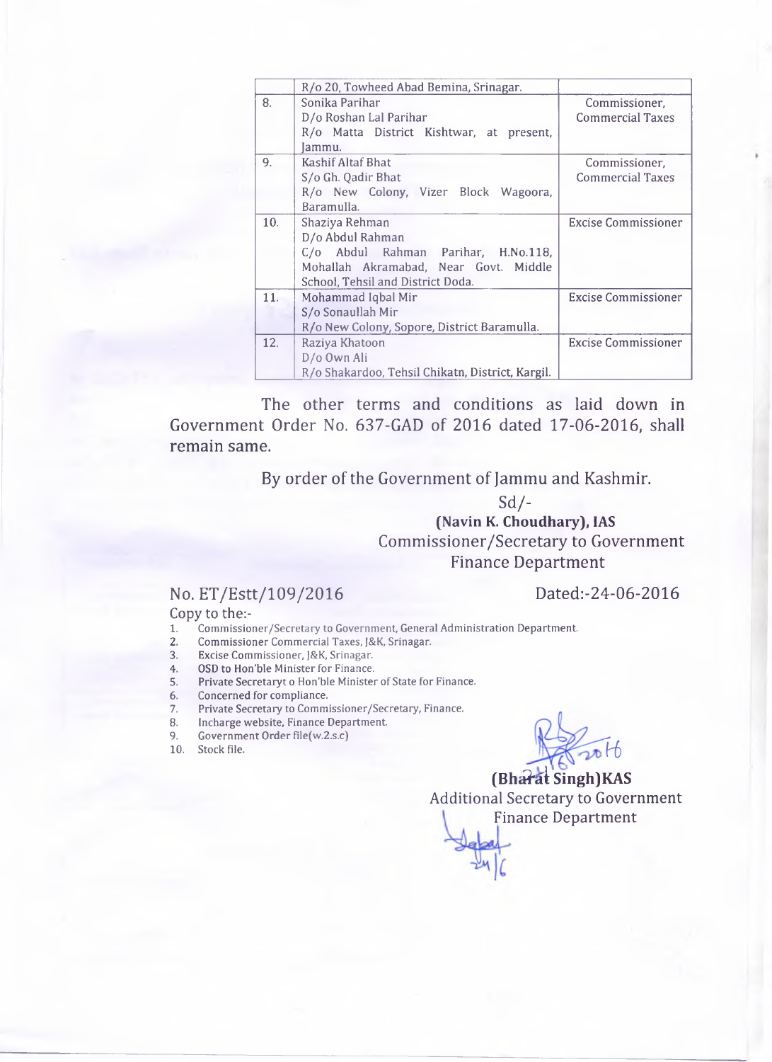| | | |
|---|---|---|
| | R/o 20, Towheed Abad Bemina, Srinagar. | |
| 8. | Sonika Parihar<br>D/o Roshan Lal Parihar<br>R/o Matta District Kishtwar, at present, Jammu. | Commissioner, Commercial Taxes |
| 9. | Kashif Altaf Bhat<br>S/o Gh. Qadir Bhat<br>R/o New Colony, Vizer Block Wagoora, Baramulla. | Commissioner, Commercial Taxes |
| 10. | Shaziya Rehman<br>D/o Abdul Rahman<br>C/o Abdul Rahman Parihar, H.No.118, Mohallah Akramabad, Near Govt. Middle School, Tehsil and District Doda. | Excise Commissioner |
| 11. | Mohammad Iqbal Mir<br>S/o Sonaullah Mir<br>R/o New Colony, Sopore, District Baramulla. | Excise Commissioner |
| 12. | Raziya Khatoon<br>D/o Own Ali<br>R/o Shakardoo, Tehsil Chikatn, District, Kargil. | Excise Commissioner |

The other terms and conditions as laid down in Government Order No. 637-GAD of 2016 dated 17-06-2016, shall remain same.

By order of the Government of Jammu and Kashmir.

Sd/-

**(Navin K. Choudhary), IAS**
Commissioner/Secretary to Government
Finance Department

No. ET/Estt/109/2016 Dated:-24-06-2016

Copy to the:-

1. Commissioner/Secretary to Government, General Administration Department.
2. Commissioner Commercial Taxes, J&K, Srinagar.
3. Excise Commissioner, J&K, Srinagar.
4. OSD to Hon'ble Minister for Finance.
5. Private Secretaryt o Hon'ble Minister of State for Finance.
6. Concerned for compliance.
7. Private Secretary to Commissioner/Secretary, Finance.
8. Incharge website, Finance Department.
9. Government Order file(w.2.s.c)
10. Stock file.

24/6/2016

**(Bharat Singh)KAS**
Additional Secretary to Government
Finance Department